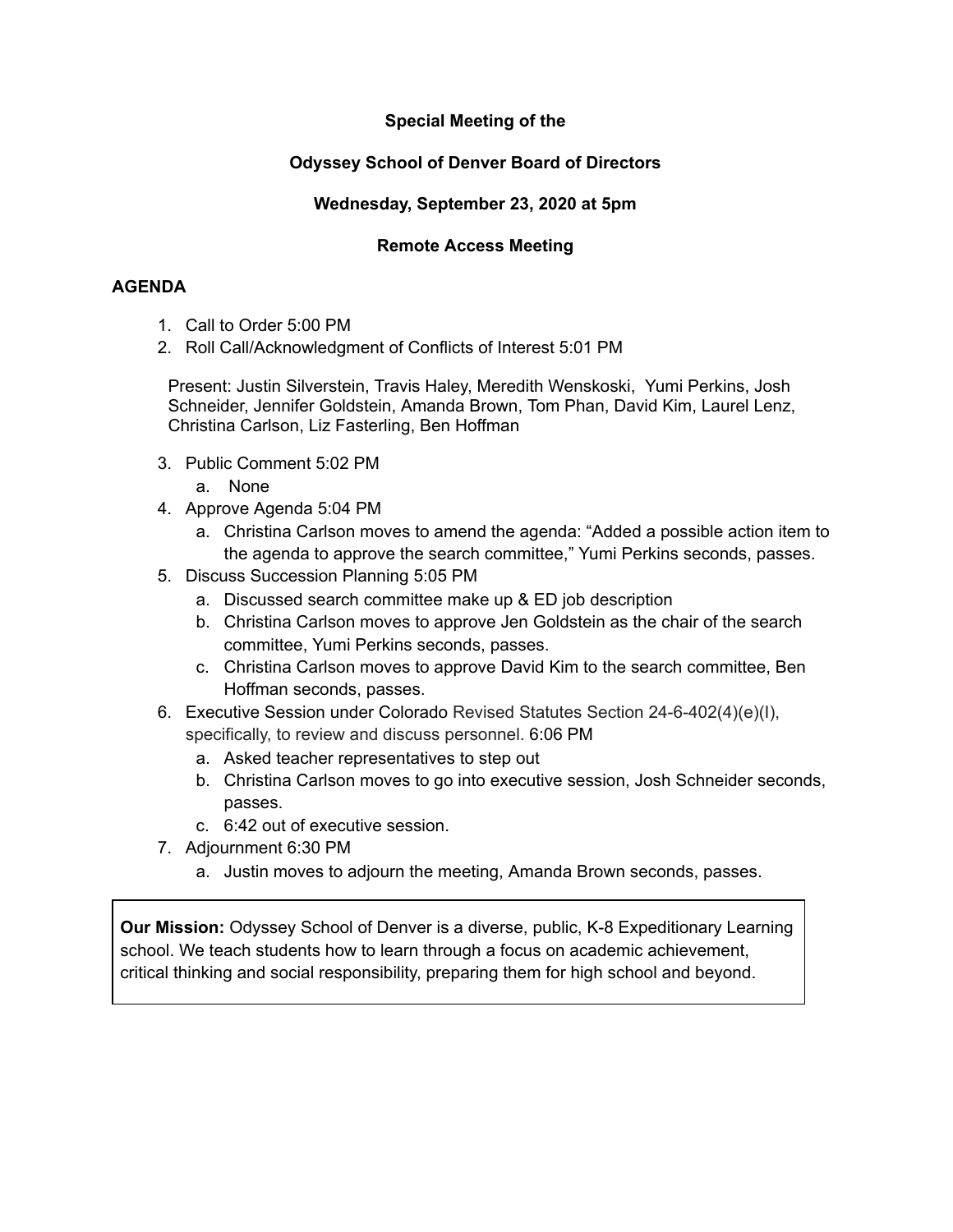**Special Meeting of the**

**Odyssey School of Denver Board of Directors**

**Wednesday, September 23, 2020 at 5pm**

**Remote Access Meeting**

**AGENDA**

1. Call to Order 5:00 PM
2. Roll Call/Acknowledgment of Conflicts of Interest 5:01 PM

   Present: Justin Silverstein, Travis Haley, Meredith Wenskoski, Yumi Perkins, Josh Schneider, Jennifer Goldstein, Amanda Brown, Tom Phan, David Kim, Laurel Lenz, Christina Carlson, Liz Fasterling, Ben Hoffman

3. Public Comment 5:02 PM
   a. None
4. Approve Agenda 5:04 PM
   a. Christina Carlson moves to amend the agenda: "Added a possible action item to the agenda to approve the search committee," Yumi Perkins seconds, passes.
5. Discuss Succession Planning 5:05 PM
   a. Discussed search committee make up & ED job description
   b. Christina Carlson moves to approve Jen Goldstein as the chair of the search committee, Yumi Perkins seconds, passes.
   c. Christina Carlson moves to approve David Kim to the search committee, Ben Hoffman seconds, passes.
6. Executive Session under Colorado Revised Statutes Section 24-6-402(4)(e)(I), specifically, to review and discuss personnel. 6:06 PM
   a. Asked teacher representatives to step out
   b. Christina Carlson moves to go into executive session, Josh Schneider seconds, passes.
   c. 6:42 out of executive session.
7. Adjournment 6:30 PM
   a. Justin moves to adjourn the meeting, Amanda Brown seconds, passes.

**Our Mission:** Odyssey School of Denver is a diverse, public, K-8 Expeditionary Learning school. We teach students how to learn through a focus on academic achievement, critical thinking and social responsibility, preparing them for high school and beyond.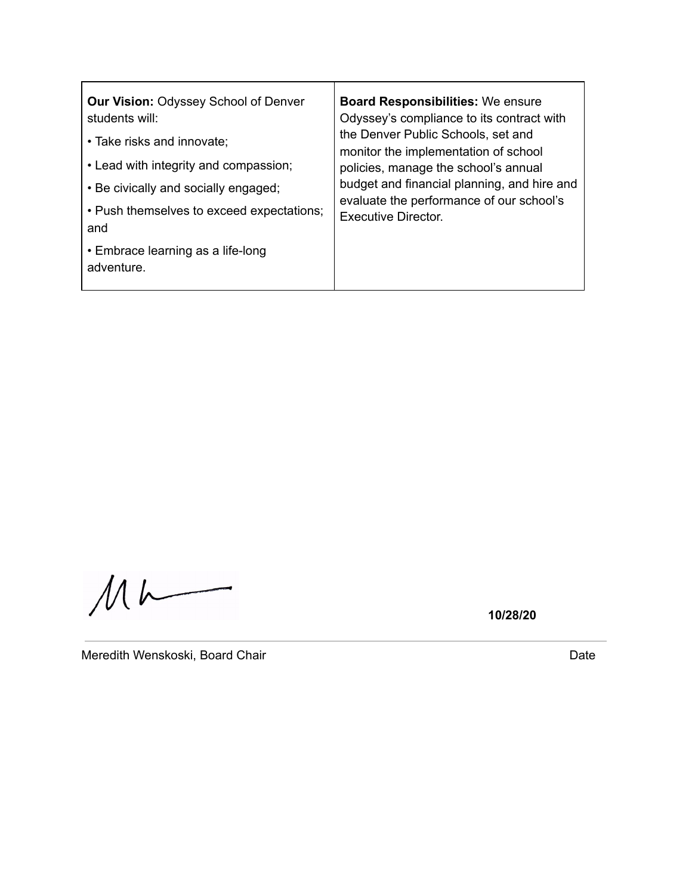| | |
|---|---|
| **Our Vision:** Odyssey School of Denver students will:<br>• Take risks and innovate;<br>• Lead with integrity and compassion;<br>• Be civically and socially engaged;<br>• Push themselves to exceed expectations; and<br>• Embrace learning as a life-long adventure. | **Board Responsibilities:** We ensure Odyssey's compliance to its contract with the Denver Public Schools, set and monitor the implementation of school policies, manage the school's annual budget and financial planning, and hire and evaluate the performance of our school's Executive Director. |

**10/28/20**

Meredith Wenskoski, Board Chair — Date